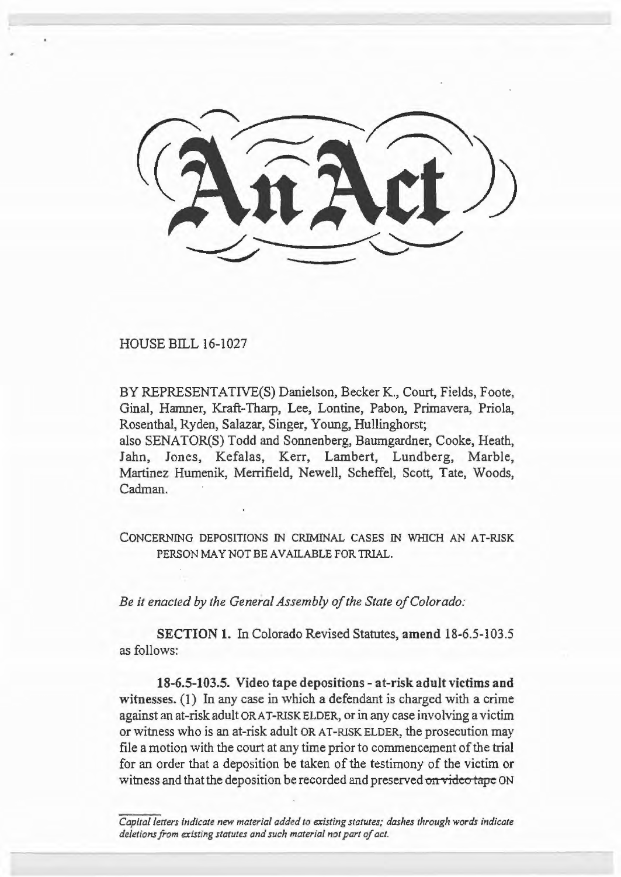# An Act

HOUSE BILL 16-1027

BY REPRESENTATIVE(S) Danielson, Becker K., Court, Fields, Foote, Ginal, Hamner, Kraft-Tharp, Lee, Lontine, Pabon, Primavera, Priola, Rosenthal, Ryden, Salazar, Singer, Young, Hullinghorst;
also SENATOR(S) Todd and Sonnenberg, Baumgardner, Cooke, Heath, Jahn, Jones, Kefalas, Kerr, Lambert, Lundberg, Marble, Martinez Humenik, Merrifield, Newell, Scheffel, Scott, Tate, Woods, Cadman.

CONCERNING DEPOSITIONS IN CRIMINAL CASES IN WHICH AN AT-RISK PERSON MAY NOT BE AVAILABLE FOR TRIAL.

*Be it enacted by the General Assembly of the State of Colorado:*

**SECTION 1.** In Colorado Revised Statutes, **amend** 18-6.5-103.5 as follows:

**18-6.5-103.5. Video tape depositions - at-risk adult victims and witnesses.** (1) In any case in which a defendant is charged with a crime against an at-risk adult OR AT-RISK ELDER, or in any case involving a victim or witness who is an at-risk adult OR AT-RISK ELDER, the prosecution may file a motion with the court at any time prior to commencement of the trial for an order that a deposition be taken of the testimony of the victim or witness and that the deposition be recorded and preserved ~~on video tape~~ ON

*Capital letters indicate new material added to existing statutes; dashes through words indicate deletions from existing statutes and such material not part of act.*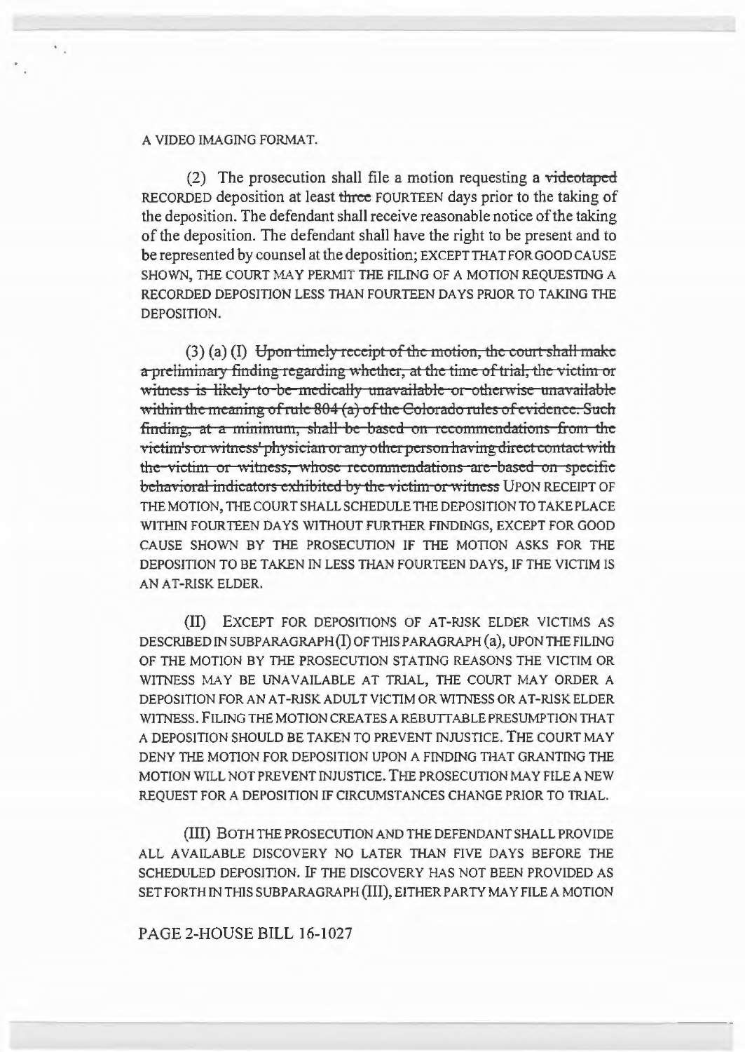A VIDEO IMAGING FORMAT.

(2) The prosecution shall file a motion requesting a ~~videotaped~~ RECORDED deposition at least ~~three~~ FOURTEEN days prior to the taking of the deposition. The defendant shall receive reasonable notice of the taking of the deposition. The defendant shall have the right to be present and to be represented by counsel at the deposition; EXCEPT THAT FOR GOOD CAUSE SHOWN, THE COURT MAY PERMIT THE FILING OF A MOTION REQUESTING A RECORDED DEPOSITION LESS THAN FOURTEEN DAYS PRIOR TO TAKING THE DEPOSITION.

(3) (a) (I) ~~Upon timely receipt of the motion, the court shall make a preliminary finding regarding whether, at the time of trial, the victim or witness is likely to be medically unavailable or otherwise unavailable within the meaning of rule 804 (a) of the Colorado rules of evidence. Such finding, at a minimum, shall be based on recommendations from the victim's or witness' physician or any other person having direct contact with the victim or witness, whose recommendations are based on specific behavioral indicators exhibited by the victim or witness~~ UPON RECEIPT OF THE MOTION, THE COURT SHALL SCHEDULE THE DEPOSITION TO TAKE PLACE WITHIN FOURTEEN DAYS WITHOUT FURTHER FINDINGS, EXCEPT FOR GOOD CAUSE SHOWN BY THE PROSECUTION IF THE MOTION ASKS FOR THE DEPOSITION TO BE TAKEN IN LESS THAN FOURTEEN DAYS, IF THE VICTIM IS AN AT-RISK ELDER.

(II) EXCEPT FOR DEPOSITIONS OF AT-RISK ELDER VICTIMS AS DESCRIBED IN SUBPARAGRAPH (I) OF THIS PARAGRAPH (a), UPON THE FILING OF THE MOTION BY THE PROSECUTION STATING REASONS THE VICTIM OR WITNESS MAY BE UNAVAILABLE AT TRIAL, THE COURT MAY ORDER A DEPOSITION FOR AN AT-RISK ADULT VICTIM OR WITNESS OR AT-RISK ELDER WITNESS. FILING THE MOTION CREATES A REBUTTABLE PRESUMPTION THAT A DEPOSITION SHOULD BE TAKEN TO PREVENT INJUSTICE. THE COURT MAY DENY THE MOTION FOR DEPOSITION UPON A FINDING THAT GRANTING THE MOTION WILL NOT PREVENT INJUSTICE. THE PROSECUTION MAY FILE A NEW REQUEST FOR A DEPOSITION IF CIRCUMSTANCES CHANGE PRIOR TO TRIAL.

(III) BOTH THE PROSECUTION AND THE DEFENDANT SHALL PROVIDE ALL AVAILABLE DISCOVERY NO LATER THAN FIVE DAYS BEFORE THE SCHEDULED DEPOSITION. IF THE DISCOVERY HAS NOT BEEN PROVIDED AS SET FORTH IN THIS SUBPARAGRAPH (III), EITHER PARTY MAY FILE A MOTION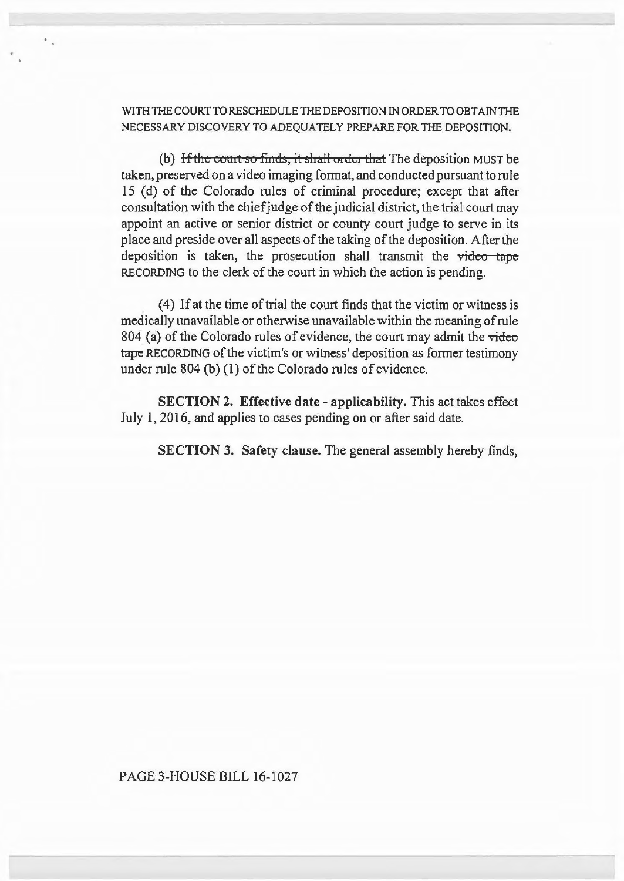WITH THE COURT TO RESCHEDULE THE DEPOSITION IN ORDER TO OBTAIN THE NECESSARY DISCOVERY TO ADEQUATELY PREPARE FOR THE DEPOSITION.

(b) ~~If the court so finds, it shall order that~~ The deposition MUST be taken, preserved on a video imaging format, and conducted pursuant to rule 15 (d) of the Colorado rules of criminal procedure; except that after consultation with the chief judge of the judicial district, the trial court may appoint an active or senior district or county court judge to serve in its place and preside over all aspects of the taking of the deposition. After the deposition is taken, the prosecution shall transmit the ~~video tape~~ RECORDING to the clerk of the court in which the action is pending.

(4) If at the time of trial the court finds that the victim or witness is medically unavailable or otherwise unavailable within the meaning of rule 804 (a) of the Colorado rules of evidence, the court may admit the ~~video tape~~ RECORDING of the victim's or witness' deposition as former testimony under rule 804 (b) (1) of the Colorado rules of evidence.

**SECTION 2. Effective date - applicability.** This act takes effect July 1, 2016, and applies to cases pending on or after said date.

**SECTION 3. Safety clause.** The general assembly hereby finds,

PAGE 3-HOUSE BILL 16-1027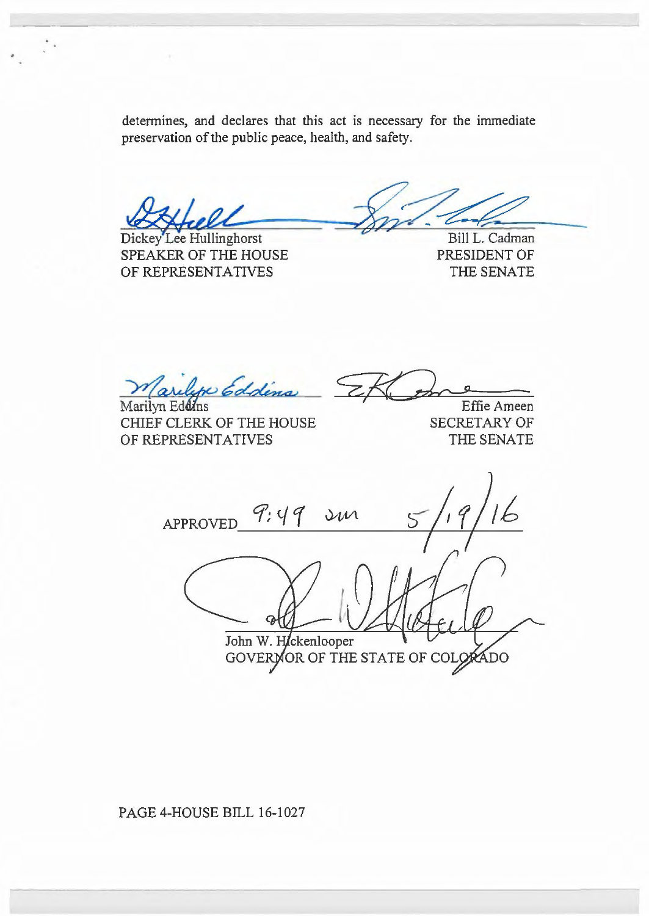determines, and declares that this act is necessary for the immediate preservation of the public peace, health, and safety.

Dickey Lee Hullinghorst
SPEAKER OF THE HOUSE
OF REPRESENTATIVES

Bill L. Cadman
PRESIDENT OF
THE SENATE

Marilyn Eddins
CHIEF CLERK OF THE HOUSE
OF REPRESENTATIVES

Effie Ameen
SECRETARY OF
THE SENATE

APPROVED 9:49 am 5/19/16

John W. Hickenlooper
GOVERNOR OF THE STATE OF COLORADO

PAGE 4-HOUSE BILL 16-1027